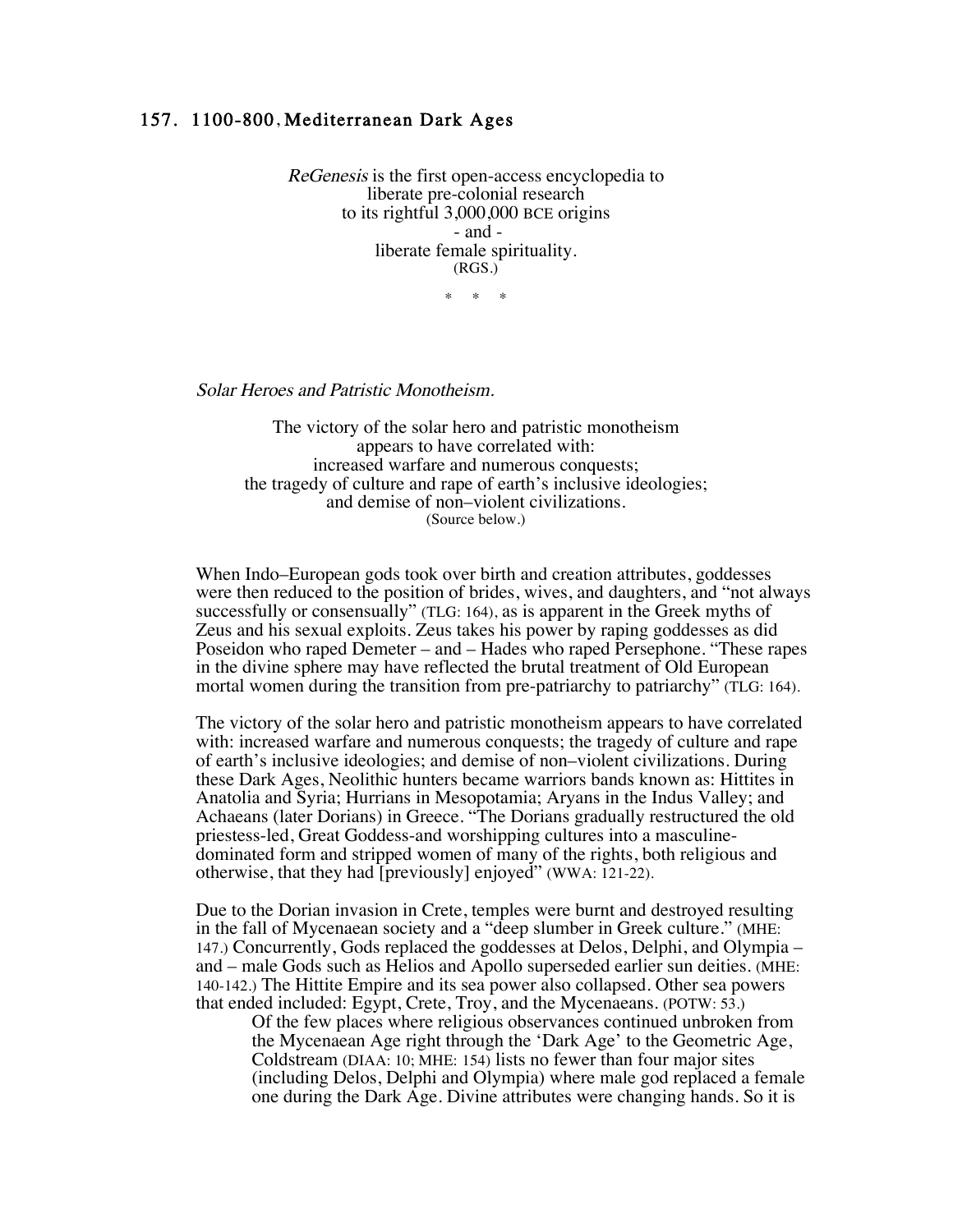## 157. 1100-800, Mediterranean Dark Ages

*ReGenesis* is the first open-access encyclopedia to
liberate pre-colonial research
to its rightful 3,000,000 BCE origins
- and -
liberate female spirituality.
(RGS.)

\* \* \*

*Solar Heroes and Patristic Monotheism.*

The victory of the solar hero and patristic monotheism
appears to have correlated with:
increased warfare and numerous conquests;
the tragedy of culture and rape of earth's inclusive ideologies;
and demise of non–violent civilizations.
(Source below.)

When Indo–European gods took over birth and creation attributes, goddesses were then reduced to the position of brides, wives, and daughters, and "not always successfully or consensually" (TLG: 164), as is apparent in the Greek myths of Zeus and his sexual exploits. Zeus takes his power by raping goddesses as did Poseidon who raped Demeter – and – Hades who raped Persephone. "These rapes in the divine sphere may have reflected the brutal treatment of Old European mortal women during the transition from pre-patriarchy to patriarchy" (TLG: 164).

The victory of the solar hero and patristic monotheism appears to have correlated with: increased warfare and numerous conquests; the tragedy of culture and rape of earth's inclusive ideologies; and demise of non–violent civilizations. During these Dark Ages, Neolithic hunters became warriors bands known as: Hittites in Anatolia and Syria; Hurrians in Mesopotamia; Aryans in the Indus Valley; and Achaeans (later Dorians) in Greece. "The Dorians gradually restructured the old priestess-led, Great Goddess-and worshipping cultures into a masculine-dominated form and stripped women of many of the rights, both religious and otherwise, that they had [previously] enjoyed" (WWA: 121-22).

Due to the Dorian invasion in Crete, temples were burnt and destroyed resulting in the fall of Mycenaean society and a "deep slumber in Greek culture." (MHE: 147.) Concurrently, Gods replaced the goddesses at Delos, Delphi, and Olympia – and – male Gods such as Helios and Apollo superseded earlier sun deities. (MHE: 140-142.) The Hittite Empire and its sea power also collapsed. Other sea powers that ended included: Egypt, Crete, Troy, and the Mycenaeans. (POTW: 53.)

> Of the few places where religious observances continued unbroken from the Mycenaean Age right through the 'Dark Age' to the Geometric Age, Coldstream (DIAA: 10; MHE: 154) lists no fewer than four major sites (including Delos, Delphi and Olympia) where male god replaced a female one during the Dark Age. Divine attributes were changing hands. So it is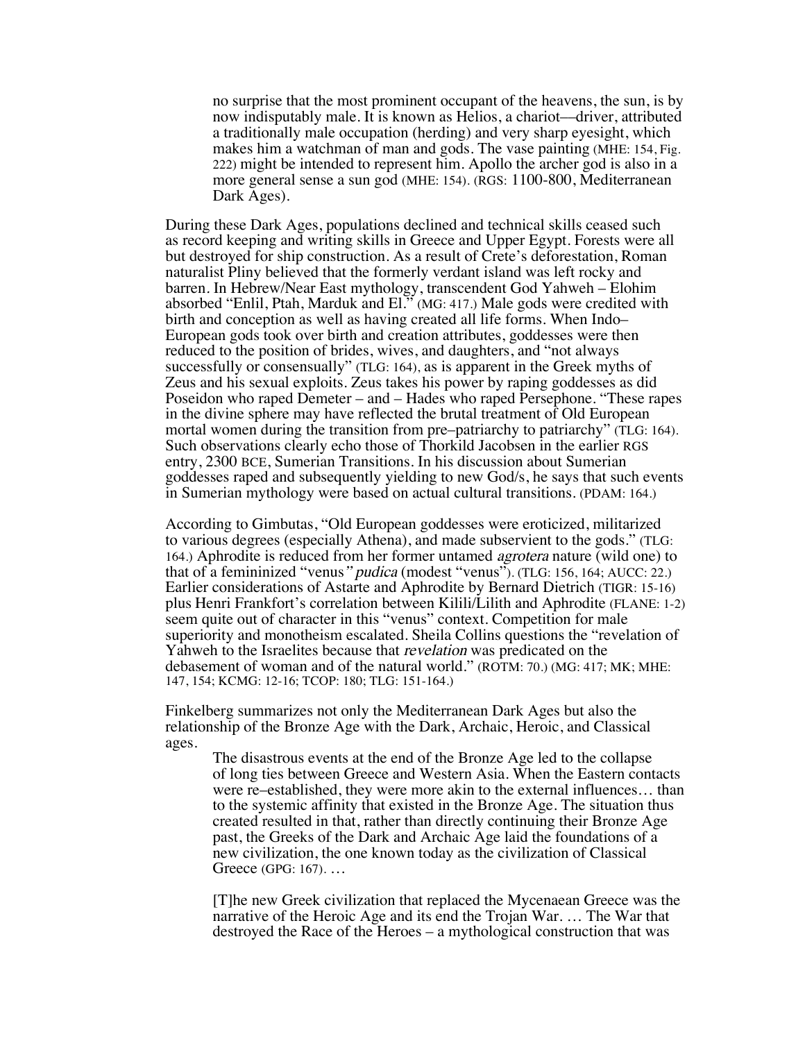> no surprise that the most prominent occupant of the heavens, the sun, is by now indisputably male. It is known as Helios, a chariot—driver, attributed a traditionally male occupation (herding) and very sharp eyesight, which makes him a watchman of man and gods. The vase painting (MHE: 154, Fig. 222) might be intended to represent him. Apollo the archer god is also in a more general sense a sun god (MHE: 154). (RGS: 1100-800, Mediterranean Dark Ages).

During these Dark Ages, populations declined and technical skills ceased such as record keeping and writing skills in Greece and Upper Egypt. Forests were all but destroyed for ship construction. As a result of Crete's deforestation, Roman naturalist Pliny believed that the formerly verdant island was left rocky and barren. In Hebrew/Near East mythology, transcendent God Yahweh – Elohim absorbed "Enlil, Ptah, Marduk and El." (MG: 417.) Male gods were credited with birth and conception as well as having created all life forms. When Indo–European gods took over birth and creation attributes, goddesses were then reduced to the position of brides, wives, and daughters, and "not always successfully or consensually" (TLG: 164), as is apparent in the Greek myths of Zeus and his sexual exploits. Zeus takes his power by raping goddesses as did Poseidon who raped Demeter – and – Hades who raped Persephone. "These rapes in the divine sphere may have reflected the brutal treatment of Old European mortal women during the transition from pre–patriarchy to patriarchy" (TLG: 164). Such observations clearly echo those of Thorkild Jacobsen in the earlier RGS entry, 2300 BCE, Sumerian Transitions. In his discussion about Sumerian goddesses raped and subsequently yielding to new God/s, he says that such events in Sumerian mythology were based on actual cultural transitions. (PDAM: 164.)

According to Gimbutas, "Old European goddesses were eroticized, militarized to various degrees (especially Athena), and made subservient to the gods." (TLG: 164.) Aphrodite is reduced from her former untamed *agrotera* nature (wild one) to that of a femininized "venus" *pudica* (modest "venus"). (TLG: 156, 164; AUCC: 22.) Earlier considerations of Astarte and Aphrodite by Bernard Dietrich (TIGR: 15-16) plus Henri Frankfort's correlation between Kilili/Lilith and Aphrodite (FLANE: 1-2) seem quite out of character in this "venus" context. Competition for male superiority and monotheism escalated. Sheila Collins questions the "revelation of Yahweh to the Israelites because that *revelation* was predicated on the debasement of woman and of the natural world." (ROTM: 70.) (MG: 417; MK; MHE: 147, 154; KCMG: 12-16; TCOP: 180; TLG: 151-164.)

Finkelberg summarizes not only the Mediterranean Dark Ages but also the relationship of the Bronze Age with the Dark, Archaic, Heroic, and Classical ages.

> The disastrous events at the end of the Bronze Age led to the collapse of long ties between Greece and Western Asia. When the Eastern contacts were re–established, they were more akin to the external influences… than to the systemic affinity that existed in the Bronze Age. The situation thus created resulted in that, rather than directly continuing their Bronze Age past, the Greeks of the Dark and Archaic Age laid the foundations of a new civilization, the one known today as the civilization of Classical Greece (GPG: 167). …
>
> [T]he new Greek civilization that replaced the Mycenaean Greece was the narrative of the Heroic Age and its end the Trojan War. … The War that destroyed the Race of the Heroes – a mythological construction that was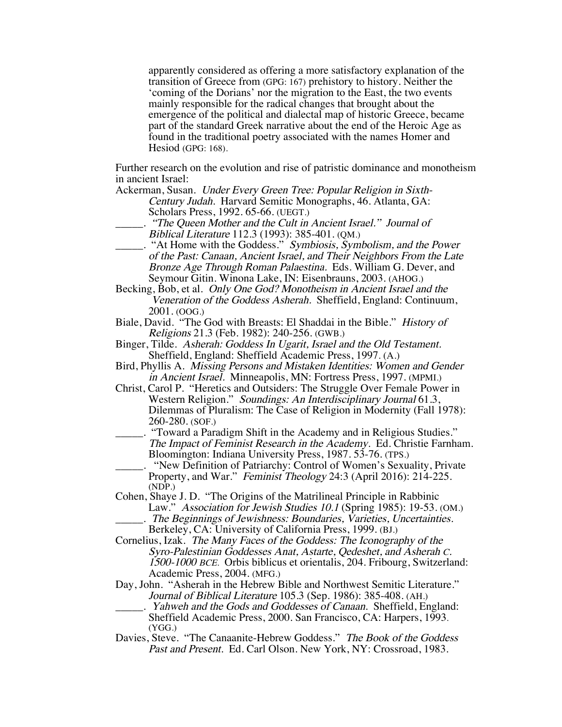> apparently considered as offering a more satisfactory explanation of the transition of Greece from (GPG: 167) prehistory to history. Neither the 'coming of the Dorians' nor the migration to the East, the two events mainly responsible for the radical changes that brought about the emergence of the political and dialectal map of historic Greece, became part of the standard Greek narrative about the end of the Heroic Age as found in the traditional poetry associated with the names Homer and Hesiod (GPG: 168).

Further research on the evolution and rise of patristic dominance and monotheism in ancient Israel:

Ackerman, Susan. *Under Every Green Tree: Popular Religion in Sixth-Century Judah.* Harvard Semitic Monographs, 46. Atlanta, GA: Scholars Press, 1992. 65-66. (UEGT.)

_____. *"The Queen Mother and the Cult in Ancient Israel." Journal of Biblical Literature* 112.3 (1993): 385-401. (QM.)

_____. "At Home with the Goddess." *Symbiosis, Symbolism, and the Power of the Past: Canaan, Ancient Israel, and Their Neighbors From the Late Bronze Age Through Roman Palaestina.* Eds. William G. Dever, and Seymour Gitin. Winona Lake, IN: Eisenbrauns, 2003. (AHOG.)

Becking, Bob, et al. *Only One God? Monotheism in Ancient Israel and the Veneration of the Goddess Asherah.* Sheffield, England: Continuum, 2001. (OOG.)

Biale, David. "The God with Breasts: El Shaddai in the Bible." *History of Religions* 21.3 (Feb. 1982): 240-256. (GWB.)

Binger, Tilde. *Asherah: Goddess In Ugarit, Israel and the Old Testament.* Sheffield, England: Sheffield Academic Press, 1997. (A.)

Bird, Phyllis A. *Missing Persons and Mistaken Identities: Women and Gender in Ancient Israel.* Minneapolis, MN: Fortress Press, 1997. (MPMI.)

Christ, Carol P. "Heretics and Outsiders: The Struggle Over Female Power in Western Religion." *Soundings: An Interdisciplinary Journal* 61.3, Dilemmas of Pluralism: The Case of Religion in Modernity (Fall 1978): 260-280. (SOF.)

_____. "Toward a Paradigm Shift in the Academy and in Religious Studies." *The Impact of Feminist Research in the Academy.* Ed. Christie Farnham. Bloomington: Indiana University Press, 1987. 53-76. (TPS.)

_____. "New Definition of Patriarchy: Control of Women's Sexuality, Private Property, and War." *Feminist Theology* 24:3 (April 2016): 214-225. (NDP.)

Cohen, Shaye J. D. "The Origins of the Matrilineal Principle in Rabbinic Law." *Association for Jewish Studies 10.1* (Spring 1985): 19-53. (OM.)

_____. *The Beginnings of Jewishness: Boundaries, Varieties, Uncertainties.* Berkeley, CA: University of California Press, 1999. (BJ.)

Cornelius, Izak. *The Many Faces of the Goddess: The Iconography of the Syro-Palestinian Goddesses Anat, Astarte, Qedeshet, and Asherah C. 1500-1000 BCE.* Orbis biblicus et orientalis, 204. Fribourg, Switzerland: Academic Press, 2004. (MFG.)

Day, John. "Asherah in the Hebrew Bible and Northwest Semitic Literature." *Journal of Biblical Literature* 105.3 (Sep. 1986): 385-408. (AH.)

_____. *Yahweh and the Gods and Goddesses of Canaan.* Sheffield, England: Sheffield Academic Press, 2000. San Francisco, CA: Harpers, 1993. (YGG.)

Davies, Steve. "The Canaanite-Hebrew Goddess." *The Book of the Goddess Past and Present.* Ed. Carl Olson. New York, NY: Crossroad, 1983.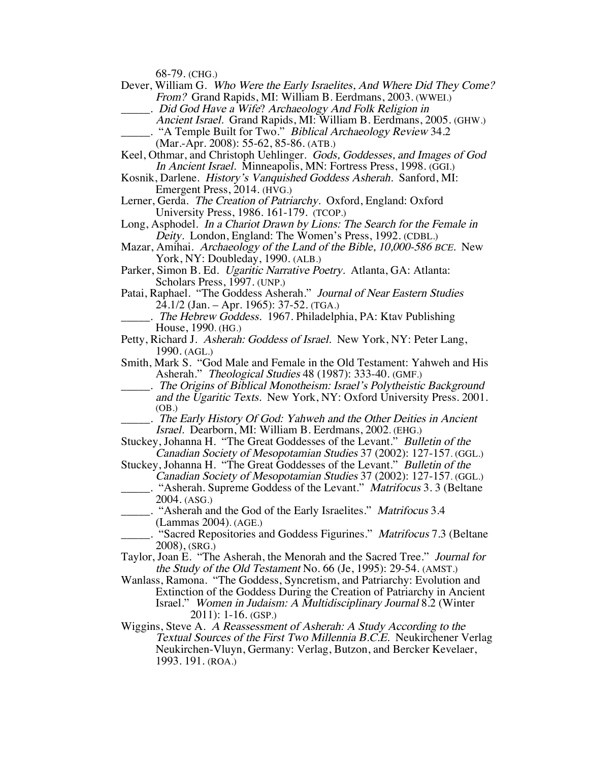68-79. (CHG.)

Dever, William G. *Who Were the Early Israelites, And Where Did They Come? From?* Grand Rapids, MI: William B. Eerdmans, 2003. (WWEI.)

_____. *Did God Have a Wife? Archaeology And Folk Religion in Ancient Israel.* Grand Rapids, MI: William B. Eerdmans, 2005. (GHW.)

_____. "A Temple Built for Two." *Biblical Archaeology Review* 34.2 (Mar.-Apr. 2008): 55-62, 85-86. (ATB.)

Keel, Othmar, and Christoph Uehlinger. *Gods, Goddesses, and Images of God In Ancient Israel.* Minneapolis, MN: Fortress Press, 1998. (GGI.)

Kosnik, Darlene. *History's Vanquished Goddess Asherah.* Sanford, MI: Emergent Press, 2014. (HVG.)

Lerner, Gerda. *The Creation of Patriarchy.* Oxford, England: Oxford University Press, 1986. 161-179. (TCOP.)

Long, Asphodel. *In a Chariot Drawn by Lions: The Search for the Female in Deity.* London, England: The Women's Press, 1992. (CDBL.)

Mazar, Amihai. *Archaeology of the Land of the Bible, 10,000-586 BCE.* New York, NY: Doubleday, 1990. (ALB.)

Parker, Simon B. Ed. *Ugaritic Narrative Poetry.* Atlanta, GA: Atlanta: Scholars Press, 1997. (UNP.)

Patai, Raphael. "The Goddess Asherah." *Journal of Near Eastern Studies* 24.1/2 (Jan. – Apr. 1965): 37-52. (TGA.)

_____. *The Hebrew Goddess.* 1967. Philadelphia, PA: Ktav Publishing House, 1990. (HG.)

Petty, Richard J. *Asherah: Goddess of Israel.* New York, NY: Peter Lang, 1990. (AGL.)

Smith, Mark S. "God Male and Female in the Old Testament: Yahweh and His Asherah." *Theological Studies* 48 (1987): 333-40. (GMF.)

_____. *The Origins of Biblical Monotheism: Israel's Polytheistic Background and the Ugaritic Texts.* New York, NY: Oxford University Press. 2001. (OB.)

_____. *The Early History Of God: Yahweh and the Other Deities in Ancient Israel.* Dearborn, MI: William B. Eerdmans, 2002. (EHG.)

Stuckey, Johanna H. "The Great Goddesses of the Levant." *Bulletin of the Canadian Society of Mesopotamian Studies* 37 (2002): 127-157. (GGL.)

Stuckey, Johanna H. "The Great Goddesses of the Levant." *Bulletin of the Canadian Society of Mesopotamian Studies* 37 (2002): 127-157. (GGL.)

_____. "Asherah. Supreme Goddess of the Levant." *Matrifocus* 3. 3 (Beltane 2004. (ASG.)

_____. "Asherah and the God of the Early Israelites." *Matrifocus* 3.4 (Lammas 2004). (AGE.)

_____. "Sacred Repositories and Goddess Figurines." *Matrifocus* 7.3 (Beltane 2008), (SRG.)

Taylor, Joan E. "The Asherah, the Menorah and the Sacred Tree." *Journal for the Study of the Old Testament* No. 66 (Je, 1995): 29-54. (AMST.)

Wanlass, Ramona. "The Goddess, Syncretism, and Patriarchy: Evolution and Extinction of the Goddess During the Creation of Patriarchy in Ancient Israel." *Women in Judaism: A Multidisciplinary Journal* 8.2 (Winter 2011): 1-16. (GSP.)

Wiggins, Steve A. *A Reassessment of Asherah: A Study According to the Textual Sources of the First Two Millennia B.C.E.* Neukirchener Verlag Neukirchen-Vluyn, Germany: Verlag, Butzon, and Bercker Kevelaer, 1993. 191. (ROA.)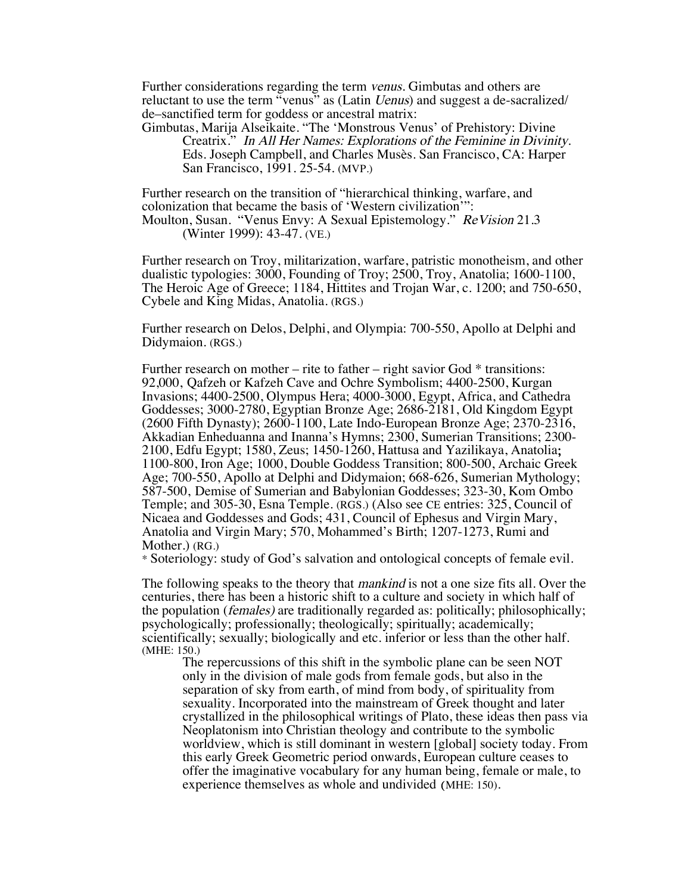Further considerations regarding the term *venus*. Gimbutas and others are reluctant to use the term "venus" as (Latin *Uenus*) and suggest a de-sacralized/ de–sanctified term for goddess or ancestral matrix:

Gimbutas, Marija Alseikaite. "The 'Monstrous Venus' of Prehistory: Divine Creatrix." *In All Her Names: Explorations of the Feminine in Divinity*. Eds. Joseph Campbell, and Charles Musès. San Francisco, CA: Harper San Francisco, 1991. 25-54. (MVP.)

Further research on the transition of "hierarchical thinking, warfare, and colonization that became the basis of 'Western civilization'":

Moulton, Susan. "Venus Envy: A Sexual Epistemology." *ReVision* 21.3 (Winter 1999): 43-47. (VE.)

Further research on Troy, militarization, warfare, patristic monotheism, and other dualistic typologies: 3000, Founding of Troy; 2500, Troy, Anatolia; 1600-1100, The Heroic Age of Greece; 1184, Hittites and Trojan War, c. 1200; and 750-650, Cybele and King Midas, Anatolia. (RGS.)

Further research on Delos, Delphi, and Olympia: 700-550, Apollo at Delphi and Didymaion. (RGS.)

Further research on mother – rite to father – right savior God * transitions: 92,000, Qafzeh or Kafzeh Cave and Ochre Symbolism; 4400-2500, Kurgan Invasions; 4400-2500, Olympus Hera; 4000-3000, Egypt, Africa, and Cathedra Goddesses; 3000-2780, Egyptian Bronze Age; 2686-2181, Old Kingdom Egypt (2600 Fifth Dynasty); 2600-1100, Late Indo-European Bronze Age; 2370-2316, Akkadian Enheduanna and Inanna's Hymns; 2300, Sumerian Transitions; 2300-2100, Edfu Egypt; 1580, Zeus; 1450-1260, Hattusa and Yazilikaya, Anatolia; 1100-800, Iron Age; 1000, Double Goddess Transition; 800-500, Archaic Greek Age; 700-550, Apollo at Delphi and Didymaion; 668-626, Sumerian Mythology; 587-500, Demise of Sumerian and Babylonian Goddesses; 323-30, Kom Ombo Temple; and 305-30, Esna Temple. (RGS.) (Also see CE entries: 325, Council of Nicaea and Goddesses and Gods; 431, Council of Ephesus and Virgin Mary, Anatolia and Virgin Mary; 570, Mohammed's Birth; 1207-1273, Rumi and Mother.) (RG.)

* Soteriology: study of God's salvation and ontological concepts of female evil.

The following speaks to the theory that *mankind* is not a one size fits all. Over the centuries, there has been a historic shift to a culture and society in which half of the population (*females)* are traditionally regarded as: politically; philosophically; psychologically; professionally; theologically; spiritually; academically; scientifically; sexually; biologically and etc. inferior or less than the other half. (MHE: 150.)

> The repercussions of this shift in the symbolic plane can be seen NOT only in the division of male gods from female gods, but also in the separation of sky from earth, of mind from body, of spirituality from sexuality. Incorporated into the mainstream of Greek thought and later crystallized in the philosophical writings of Plato, these ideas then pass via Neoplatonism into Christian theology and contribute to the symbolic worldview, which is still dominant in western [global] society today. From this early Greek Geometric period onwards, European culture ceases to offer the imaginative vocabulary for any human being, female or male, to experience themselves as whole and undivided (MHE: 150).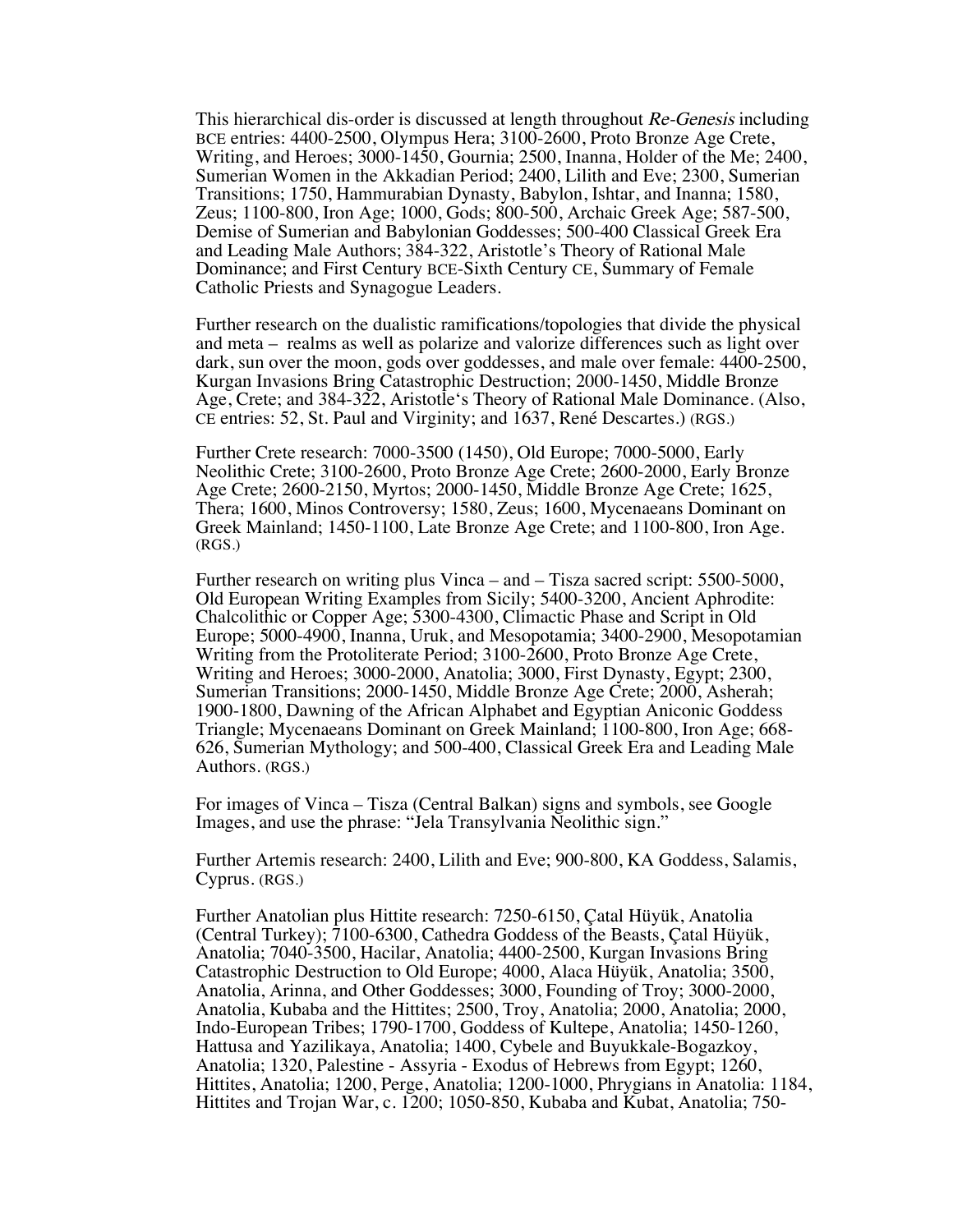This hierarchical dis-order is discussed at length throughout *Re-Genesis* including BCE entries: 4400-2500, Olympus Hera; 3100-2600, Proto Bronze Age Crete, Writing, and Heroes; 3000-1450, Gournia; 2500, Inanna, Holder of the Me; 2400, Sumerian Women in the Akkadian Period; 2400, Lilith and Eve; 2300, Sumerian Transitions; 1750, Hammurabian Dynasty, Babylon, Ishtar, and Inanna; 1580, Zeus; 1100-800, Iron Age; 1000, Gods; 800-500, Archaic Greek Age; 587-500, Demise of Sumerian and Babylonian Goddesses; 500-400 Classical Greek Era and Leading Male Authors; 384-322, Aristotle's Theory of Rational Male Dominance; and First Century BCE-Sixth Century CE, Summary of Female Catholic Priests and Synagogue Leaders.

Further research on the dualistic ramifications/topologies that divide the physical and meta – realms as well as polarize and valorize differences such as light over dark, sun over the moon, gods over goddesses, and male over female: 4400-2500, Kurgan Invasions Bring Catastrophic Destruction; 2000-1450, Middle Bronze Age, Crete; and 384-322, Aristotle's Theory of Rational Male Dominance. (Also, CE entries: 52, St. Paul and Virginity; and 1637, René Descartes.) (RGS.)

Further Crete research: 7000-3500 (1450), Old Europe; 7000-5000, Early Neolithic Crete; 3100-2600, Proto Bronze Age Crete; 2600-2000, Early Bronze Age Crete; 2600-2150, Myrtos; 2000-1450, Middle Bronze Age Crete; 1625, Thera; 1600, Minos Controversy; 1580, Zeus; 1600, Mycenaeans Dominant on Greek Mainland; 1450-1100, Late Bronze Age Crete; and 1100-800, Iron Age. (RGS.)

Further research on writing plus Vinca – and – Tisza sacred script: 5500-5000, Old European Writing Examples from Sicily; 5400-3200, Ancient Aphrodite: Chalcolithic or Copper Age; 5300-4300, Climactic Phase and Script in Old Europe; 5000-4900, Inanna, Uruk, and Mesopotamia; 3400-2900, Mesopotamian Writing from the Protoliterate Period; 3100-2600, Proto Bronze Age Crete, Writing and Heroes; 3000-2000, Anatolia; 3000, First Dynasty, Egypt; 2300, Sumerian Transitions; 2000-1450, Middle Bronze Age Crete; 2000, Asherah; 1900-1800, Dawning of the African Alphabet and Egyptian Aniconic Goddess Triangle; Mycenaeans Dominant on Greek Mainland; 1100-800, Iron Age; 668-626, Sumerian Mythology; and 500-400, Classical Greek Era and Leading Male Authors. (RGS.)

For images of Vinca – Tisza (Central Balkan) signs and symbols, see Google Images, and use the phrase: "Jela Transylvania Neolithic sign."

Further Artemis research: 2400, Lilith and Eve; 900-800, KA Goddess, Salamis, Cyprus. (RGS.)

Further Anatolian plus Hittite research: 7250-6150, Çatal Hüyük, Anatolia (Central Turkey); 7100-6300, Cathedra Goddess of the Beasts, Çatal Hüyük, Anatolia; 7040-3500, Hacilar, Anatolia; 4400-2500, Kurgan Invasions Bring Catastrophic Destruction to Old Europe; 4000, Alaca Hüyük, Anatolia; 3500, Anatolia, Arinna, and Other Goddesses; 3000, Founding of Troy; 3000-2000, Anatolia, Kubaba and the Hittites; 2500, Troy, Anatolia; 2000, Anatolia; 2000, Indo-European Tribes; 1790-1700, Goddess of Kultepe, Anatolia; 1450-1260, Hattusa and Yazilikaya, Anatolia; 1400, Cybele and Buyukkale-Bogazkoy, Anatolia; 1320, Palestine - Assyria - Exodus of Hebrews from Egypt; 1260, Hittites, Anatolia; 1200, Perge, Anatolia; 1200-1000, Phrygians in Anatolia: 1184, Hittites and Trojan War, c. 1200; 1050-850, Kubaba and Kubat, Anatolia; 750-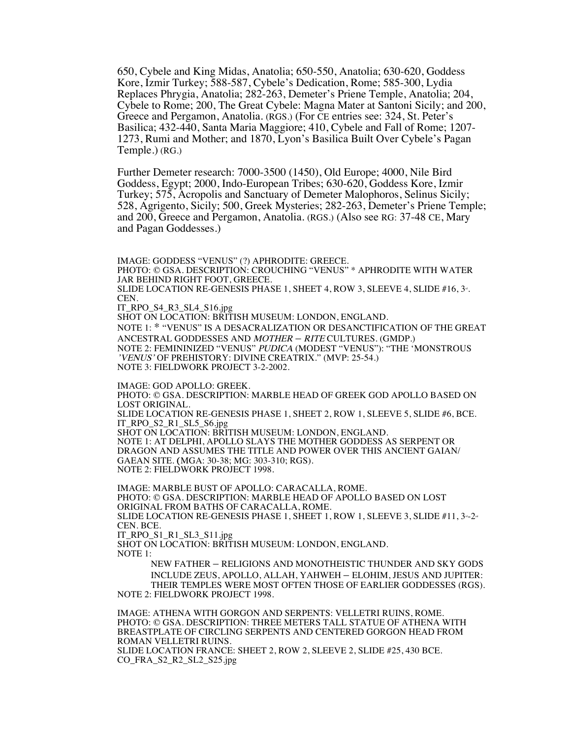650, Cybele and King Midas, Anatolia; 650-550, Anatolia; 630-620, Goddess Kore, Izmir Turkey; 588-587, Cybele's Dedication, Rome; 585-300, Lydia Replaces Phrygia, Anatolia; 282-263, Demeter's Priene Temple, Anatolia; 204, Cybele to Rome; 200, The Great Cybele: Magna Mater at Santoni Sicily; and 200, Greece and Pergamon, Anatolia. (RGS.) (For CE entries see: 324, St. Peter's Basilica; 432-440, Santa Maria Maggiore; 410, Cybele and Fall of Rome; 1207-1273, Rumi and Mother; and 1870, Lyon's Basilica Built Over Cybele's Pagan Temple.) (RG.)

Further Demeter research: 7000-3500 (1450), Old Europe; 4000, Nile Bird Goddess, Egypt; 2000, Indo-European Tribes; 630-620, Goddess Kore, Izmir Turkey; 575, Acropolis and Sanctuary of Demeter Malophoros, Selinus Sicily; 528, Agrigento, Sicily; 500, Greek Mysteries; 282-263, Demeter's Priene Temple; and 200, Greece and Pergamon, Anatolia. (RGS.) (Also see RG: 37-48 CE, Mary and Pagan Goddesses.)

IMAGE: GODDESS "VENUS" (?) APHRODITE: GREECE.
PHOTO: © GSA. DESCRIPTION: CROUCHING "VENUS" * APHRODITE WITH WATER JAR BEHIND RIGHT FOOT, GREECE.
SLIDE LOCATION RE-GENESIS PHASE 1, SHEET 4, ROW 3, SLEEVE 4, SLIDE #16, 3rd. CEN.
IT_RPO_S4_R3_SL4_S16.jpg
SHOT ON LOCATION: BRITISH MUSEUM: LONDON, ENGLAND.
NOTE 1: * "VENUS" IS A DESACRALIZATION OR DESANCTIFICATION OF THE GREAT ANCESTRAL GODDESSES AND *MOTHER – RITE* CULTURES. (GMDP.)
NOTE 2: FEMININIZED "VENUS" *PUDICA* (MODEST "VENUS"): "THE 'MONSTROUS *'VENUS'* OF PREHISTORY: DIVINE CREATRIX." (MVP: 25-54.)
NOTE 3: FIELDWORK PROJECT 3-2-2002.

IMAGE: GOD APOLLO: GREEK.
PHOTO: © GSA. DESCRIPTION: MARBLE HEAD OF GREEK GOD APOLLO BASED ON LOST ORIGINAL.
SLIDE LOCATION RE-GENESIS PHASE 1, SHEET 2, ROW 1, SLEEVE 5, SLIDE #6, BCE.
IT_RPO_S2_R1_SL5_S6.jpg
SHOT ON LOCATION: BRITISH MUSEUM: LONDON, ENGLAND.
NOTE 1: AT DELPHI, APOLLO SLAYS THE MOTHER GODDESS AS SERPENT OR DRAGON AND ASSUMES THE TITLE AND POWER OVER THIS ANCIENT GAIAN/ GAEAN SITE. (MGA: 30-38; MG: 303-310; RGS).
NOTE 2: FIELDWORK PROJECT 1998.

IMAGE: MARBLE BUST OF APOLLO: CARACALLA, ROME.
PHOTO: © GSA. DESCRIPTION: MARBLE HEAD OF APOLLO BASED ON LOST ORIGINAL FROM BATHS OF CARACALLA, ROME.
SLIDE LOCATION RE-GENESIS PHASE 1, SHEET 1, ROW 1, SLEEVE 3, SLIDE #11, 3rd-2nd CEN. BCE.
IT_RPO_S1_R1_SL3_S11.jpg
SHOT ON LOCATION: BRITISH MUSEUM: LONDON, ENGLAND.
NOTE 1:

> NEW FATHER – RELIGIONS AND MONOTHEISTIC THUNDER AND SKY GODS INCLUDE ZEUS, APOLLO, ALLAH, YAHWEH – ELOHIM, JESUS AND JUPITER: THEIR TEMPLES WERE MOST OFTEN THOSE OF EARLIER GODDESSES (RGS).

NOTE 2: FIELDWORK PROJECT 1998.

IMAGE: ATHENA WITH GORGON AND SERPENTS: VELLETRI RUINS, ROME.
PHOTO: © GSA. DESCRIPTION: THREE METERS TALL STATUE OF ATHENA WITH BREASTPLATE OF CIRCLING SERPENTS AND CENTERED GORGON HEAD FROM ROMAN VELLETRI RUINS.
SLIDE LOCATION FRANCE: SHEET 2, ROW 2, SLEEVE 2, SLIDE #25, 430 BCE.
CO_FRA_S2_R2_SL2_S25.jpg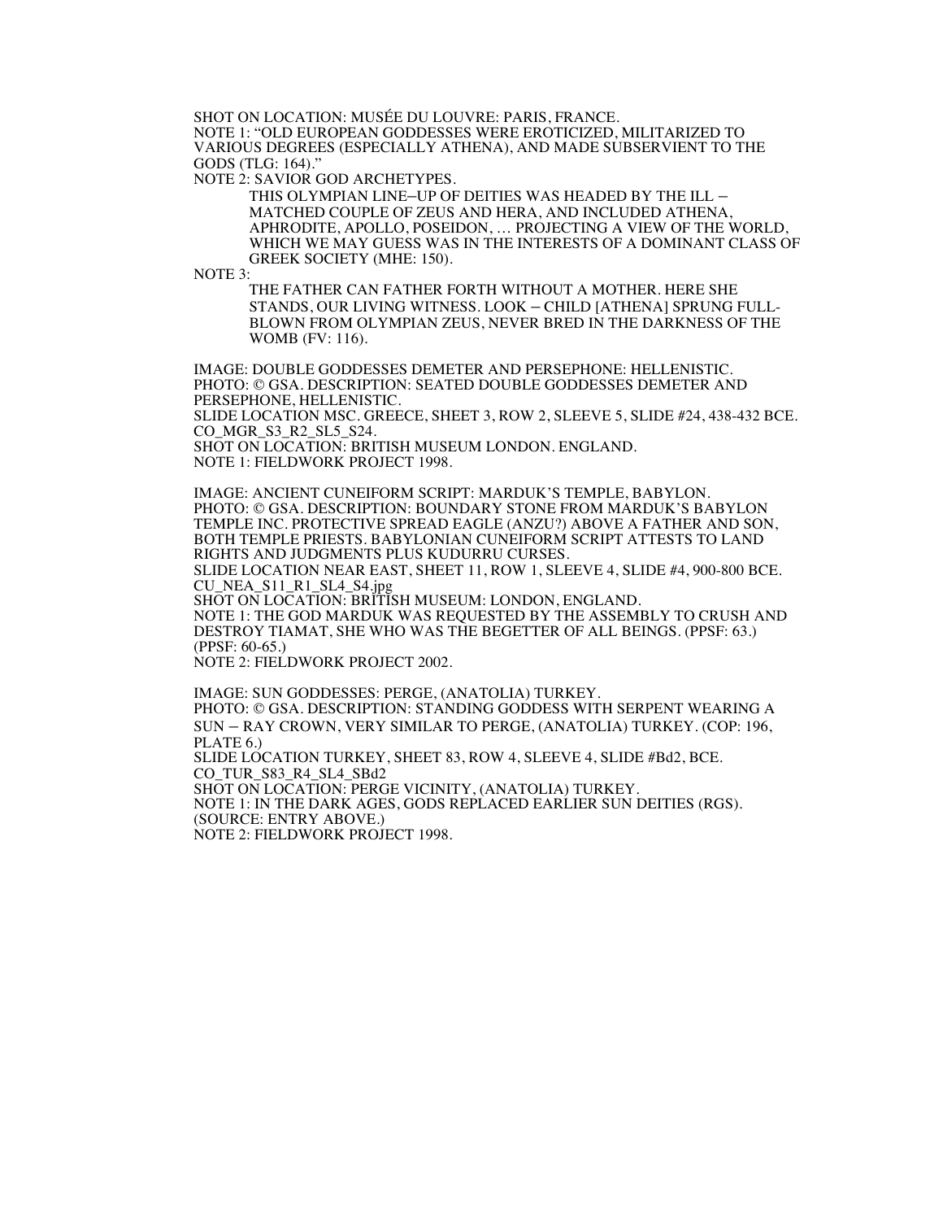SHOT ON LOCATION: MUSÉE DU LOUVRE: PARIS, FRANCE.
NOTE 1: "OLD EUROPEAN GODDESSES WERE EROTICIZED, MILITARIZED TO VARIOUS DEGREES (ESPECIALLY ATHENA), AND MADE SUBSERVIENT TO THE GODS (TLG: 164)."
NOTE 2: SAVIOR GOD ARCHETYPES.

> THIS OLYMPIAN LINE–UP OF DEITIES WAS HEADED BY THE ILL – MATCHED COUPLE OF ZEUS AND HERA, AND INCLUDED ATHENA, APHRODITE, APOLLO, POSEIDON, … PROJECTING A VIEW OF THE WORLD, WHICH WE MAY GUESS WAS IN THE INTERESTS OF A DOMINANT CLASS OF GREEK SOCIETY (MHE: 150).

NOTE 3:

> THE FATHER CAN FATHER FORTH WITHOUT A MOTHER. HERE SHE STANDS, OUR LIVING WITNESS. LOOK – CHILD [ATHENA] SPRUNG FULL-BLOWN FROM OLYMPIAN ZEUS, NEVER BRED IN THE DARKNESS OF THE WOMB (FV: 116).

IMAGE: DOUBLE GODDESSES DEMETER AND PERSEPHONE: HELLENISTIC.
PHOTO: © GSA. DESCRIPTION: SEATED DOUBLE GODDESSES DEMETER AND PERSEPHONE, HELLENISTIC.
SLIDE LOCATION MSC. GREECE, SHEET 3, ROW 2, SLEEVE 5, SLIDE #24, 438-432 BCE.
CO_MGR_S3_R2_SL5_S24.
SHOT ON LOCATION: BRITISH MUSEUM LONDON. ENGLAND.
NOTE 1: FIELDWORK PROJECT 1998.

IMAGE: ANCIENT CUNEIFORM SCRIPT: MARDUK'S TEMPLE, BABYLON.
PHOTO: © GSA. DESCRIPTION: BOUNDARY STONE FROM MARDUK'S BABYLON TEMPLE INC. PROTECTIVE SPREAD EAGLE (ANZU?) ABOVE A FATHER AND SON, BOTH TEMPLE PRIESTS. BABYLONIAN CUNEIFORM SCRIPT ATTESTS TO LAND RIGHTS AND JUDGMENTS PLUS KUDURRU CURSES.
SLIDE LOCATION NEAR EAST, SHEET 11, ROW 1, SLEEVE 4, SLIDE #4, 900-800 BCE.
CU_NEA_S11_R1_SL4_S4.jpg
SHOT ON LOCATION: BRITISH MUSEUM: LONDON, ENGLAND.
NOTE 1: THE GOD MARDUK WAS REQUESTED BY THE ASSEMBLY TO CRUSH AND DESTROY TIAMAT, SHE WHO WAS THE BEGETTER OF ALL BEINGS. (PPSF: 63.) (PPSF: 60-65.)
NOTE 2: FIELDWORK PROJECT 2002.

IMAGE: SUN GODDESSES: PERGE, (ANATOLIA) TURKEY.
PHOTO: © GSA. DESCRIPTION: STANDING GODDESS WITH SERPENT WEARING A SUN – RAY CROWN, VERY SIMILAR TO PERGE, (ANATOLIA) TURKEY. (COP: 196, PLATE 6.)
SLIDE LOCATION TURKEY, SHEET 83, ROW 4, SLEEVE 4, SLIDE #Bd2, BCE.
CO_TUR_S83_R4_SL4_SBd2
SHOT ON LOCATION: PERGE VICINITY, (ANATOLIA) TURKEY.
NOTE 1: IN THE DARK AGES, GODS REPLACED EARLIER SUN DEITIES (RGS). (SOURCE: ENTRY ABOVE.)
NOTE 2: FIELDWORK PROJECT 1998.